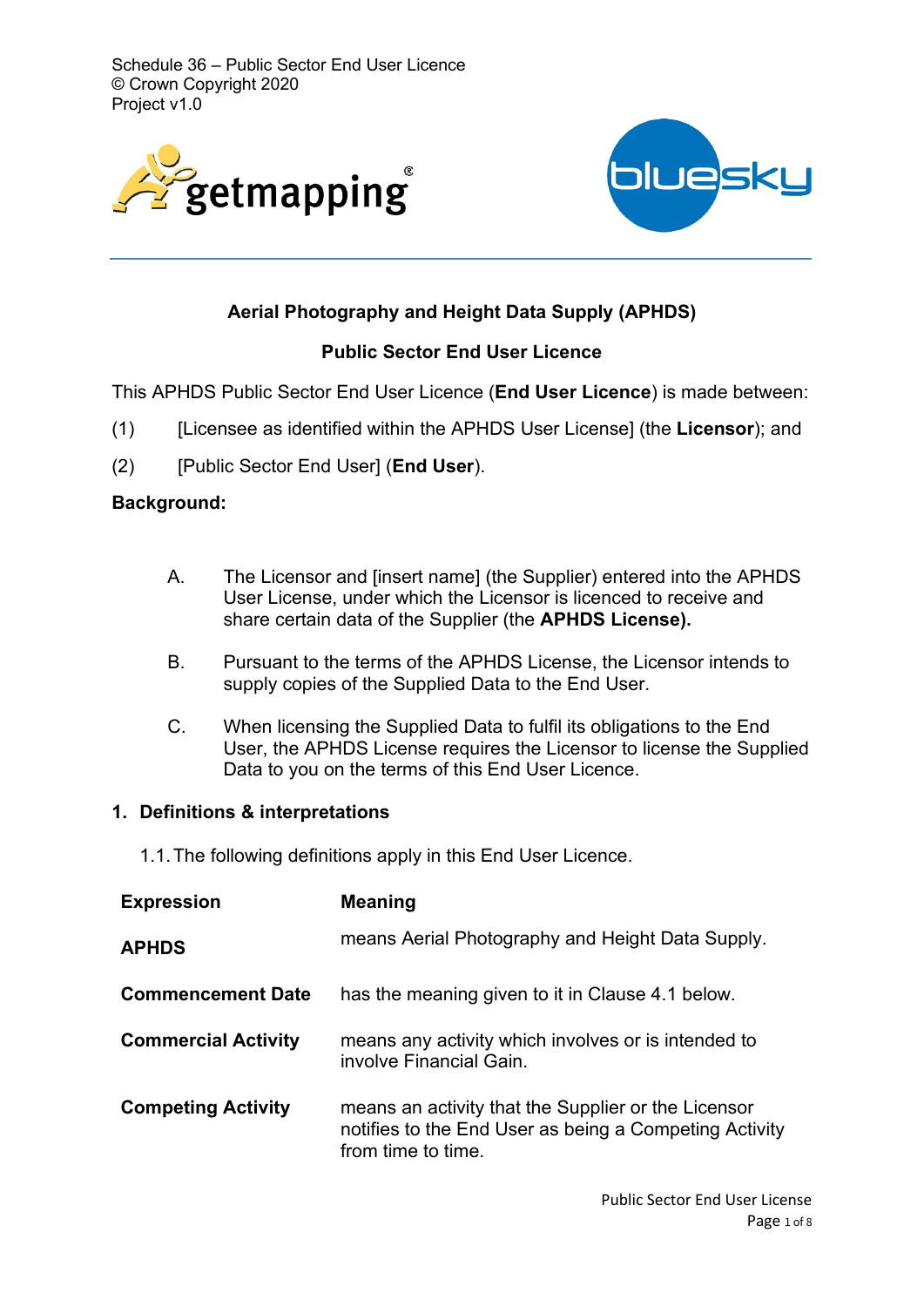# Aerial Photography and Height Data Supply (APHDS)

## Public Sector End User Licence

This APHDS Public Sector End User Licence (**End User Licence**) is made between:

(1) [Licensee as identified within the APHDS User License] (the **Licensor**); and

(2) [Public Sector End User] (**End User**).

**Background:**

A. The Licensor and [insert name] (the Supplier) entered into the APHDS User License, under which the Licensor is licenced to receive and share certain data of the Supplier (the **APHDS License).**

B. Pursuant to the terms of the APHDS License, the Licensor intends to supply copies of the Supplied Data to the End User.

C. When licensing the Supplied Data to fulfil its obligations to the End User, the APHDS License requires the Licensor to license the Supplied Data to you on the terms of this End User Licence.

## 1. Definitions & interpretations

1.1. The following definitions apply in this End User Licence.

| Expression | Meaning |
| --- | --- |
| **APHDS** | means Aerial Photography and Height Data Supply. |
| **Commencement Date** | has the meaning given to it in Clause 4.1 below. |
| **Commercial Activity** | means any activity which involves or is intended to involve Financial Gain. |
| **Competing Activity** | means an activity that the Supplier or the Licensor notifies to the End User as being a Competing Activity from time to time. |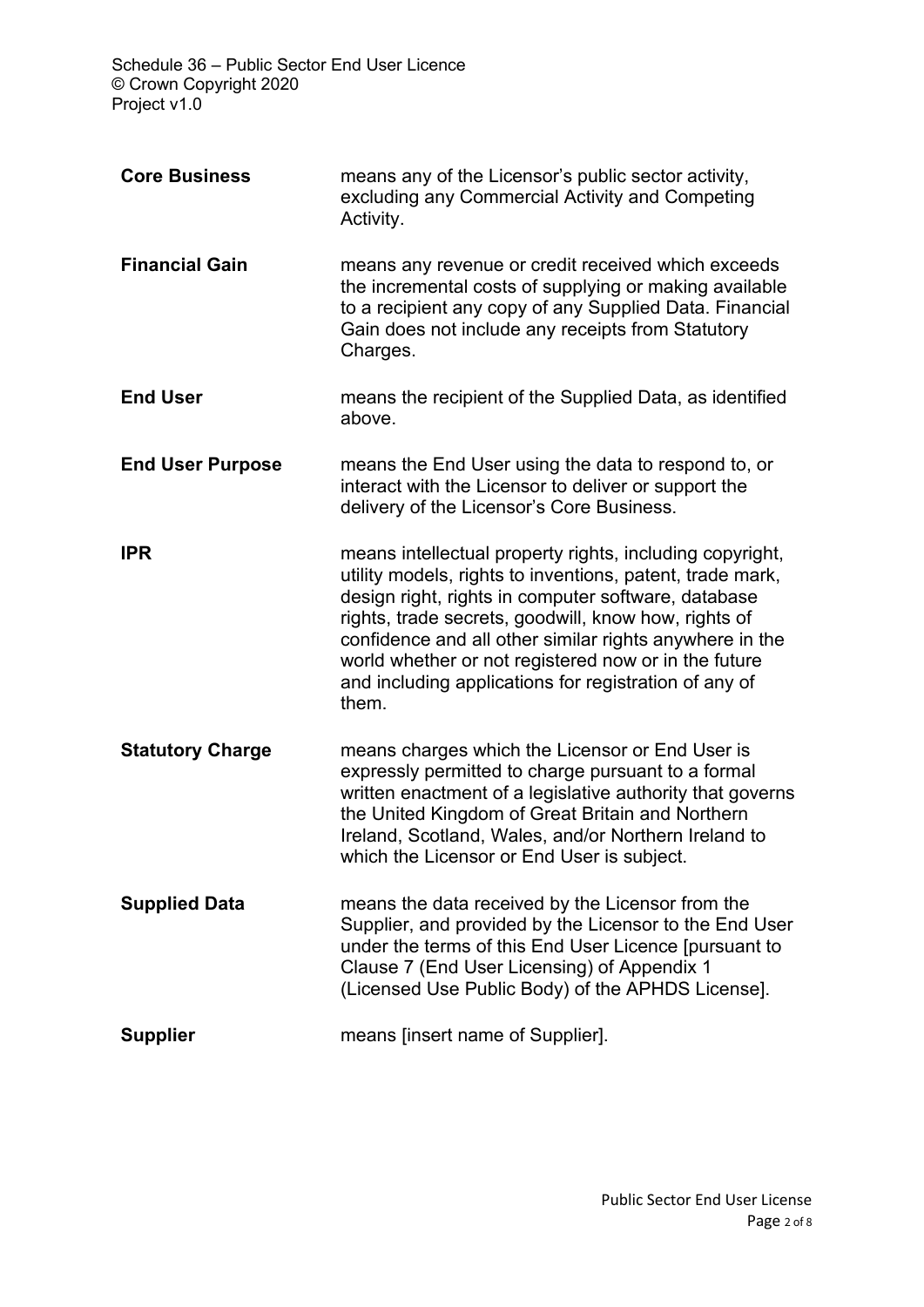| | |
|---|---|
| **Core Business** | means any of the Licensor's public sector activity, excluding any Commercial Activity and Competing Activity. |
| **Financial Gain** | means any revenue or credit received which exceeds the incremental costs of supplying or making available to a recipient any copy of any Supplied Data. Financial Gain does not include any receipts from Statutory Charges. |
| **End User** | means the recipient of the Supplied Data, as identified above. |
| **End User Purpose** | means the End User using the data to respond to, or interact with the Licensor to deliver or support the delivery of the Licensor's Core Business. |
| **IPR** | means intellectual property rights, including copyright, utility models, rights to inventions, patent, trade mark, design right, rights in computer software, database rights, trade secrets, goodwill, know how, rights of confidence and all other similar rights anywhere in the world whether or not registered now or in the future and including applications for registration of any of them. |
| **Statutory Charge** | means charges which the Licensor or End User is expressly permitted to charge pursuant to a formal written enactment of a legislative authority that governs the United Kingdom of Great Britain and Northern Ireland, Scotland, Wales, and/or Northern Ireland to which the Licensor or End User is subject. |
| **Supplied Data** | means the data received by the Licensor from the Supplier, and provided by the Licensor to the End User under the terms of this End User Licence [pursuant to Clause 7 (End User Licensing) of Appendix 1 (Licensed Use Public Body) of the APHDS License]. |
| **Supplier** | means [insert name of Supplier]. |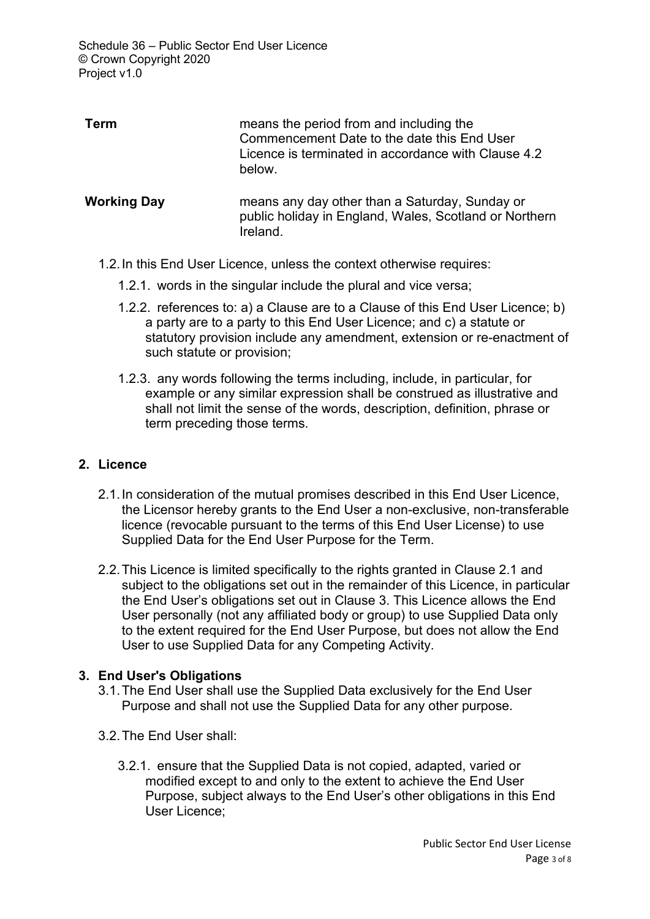| | |
|---|---|
| **Term** | means the period from and including the Commencement Date to the date this End User Licence is terminated in accordance with Clause 4.2 below. |
| **Working Day** | means any day other than a Saturday, Sunday or public holiday in England, Wales, Scotland or Northern Ireland. |

1.2. In this End User Licence, unless the context otherwise requires:

1.2.1. words in the singular include the plural and vice versa;

1.2.2. references to: a) a Clause are to a Clause of this End User Licence; b) a party are to a party to this End User Licence; and c) a statute or statutory provision include any amendment, extension or re-enactment of such statute or provision;

1.2.3. any words following the terms including, include, in particular, for example or any similar expression shall be construed as illustrative and shall not limit the sense of the words, description, definition, phrase or term preceding those terms.

## 2. Licence

2.1. In consideration of the mutual promises described in this End User Licence, the Licensor hereby grants to the End User a non-exclusive, non-transferable licence (revocable pursuant to the terms of this End User License) to use Supplied Data for the End User Purpose for the Term.

2.2. This Licence is limited specifically to the rights granted in Clause 2.1 and subject to the obligations set out in the remainder of this Licence, in particular the End User's obligations set out in Clause 3. This Licence allows the End User personally (not any affiliated body or group) to use Supplied Data only to the extent required for the End User Purpose, but does not allow the End User to use Supplied Data for any Competing Activity.

## 3. End User's Obligations

3.1. The End User shall use the Supplied Data exclusively for the End User Purpose and shall not use the Supplied Data for any other purpose.

3.2. The End User shall:

3.2.1. ensure that the Supplied Data is not copied, adapted, varied or modified except to and only to the extent to achieve the End User Purpose, subject always to the End User's other obligations in this End User Licence;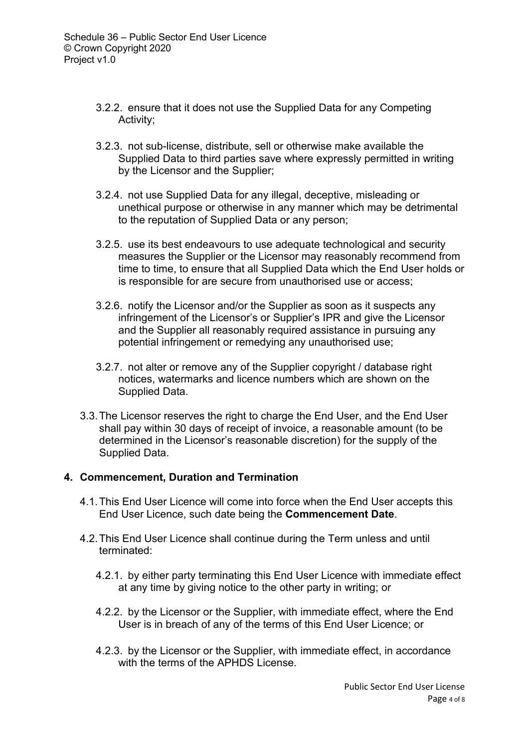3.2.2. ensure that it does not use the Supplied Data for any Competing Activity;

3.2.3. not sub-license, distribute, sell or otherwise make available the Supplied Data to third parties save where expressly permitted in writing by the Licensor and the Supplier;

3.2.4. not use Supplied Data for any illegal, deceptive, misleading or unethical purpose or otherwise in any manner which may be detrimental to the reputation of Supplied Data or any person;

3.2.5. use its best endeavours to use adequate technological and security measures the Supplier or the Licensor may reasonably recommend from time to time, to ensure that all Supplied Data which the End User holds or is responsible for are secure from unauthorised use or access;

3.2.6. notify the Licensor and/or the Supplier as soon as it suspects any infringement of the Licensor's or Supplier's IPR and give the Licensor and the Supplier all reasonably required assistance in pursuing any potential infringement or remedying any unauthorised use;

3.2.7. not alter or remove any of the Supplier copyright / database right notices, watermarks and licence numbers which are shown on the Supplied Data.

3.3. The Licensor reserves the right to charge the End User, and the End User shall pay within 30 days of receipt of invoice, a reasonable amount (to be determined in the Licensor's reasonable discretion) for the supply of the Supplied Data.

## 4. Commencement, Duration and Termination

4.1. This End User Licence will come into force when the End User accepts this End User Licence, such date being the **Commencement Date**.

4.2. This End User Licence shall continue during the Term unless and until terminated:

4.2.1. by either party terminating this End User Licence with immediate effect at any time by giving notice to the other party in writing; or

4.2.2. by the Licensor or the Supplier, with immediate effect, where the End User is in breach of any of the terms of this End User Licence; or

4.2.3. by the Licensor or the Supplier, with immediate effect, in accordance with the terms of the APHDS License.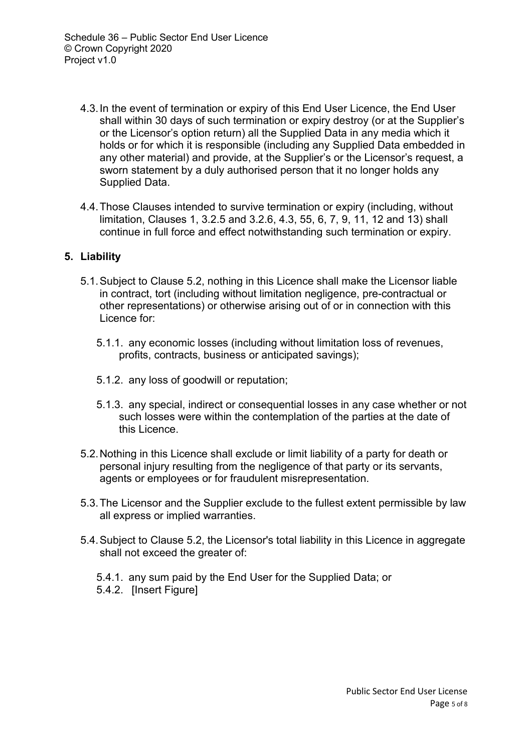4.3. In the event of termination or expiry of this End User Licence, the End User shall within 30 days of such termination or expiry destroy (or at the Supplier's or the Licensor's option return) all the Supplied Data in any media which it holds or for which it is responsible (including any Supplied Data embedded in any other material) and provide, at the Supplier's or the Licensor's request, a sworn statement by a duly authorised person that it no longer holds any Supplied Data.

4.4. Those Clauses intended to survive termination or expiry (including, without limitation, Clauses 1, 3.2.5 and 3.2.6, 4.3, 55, 6, 7, 9, 11, 12 and 13) shall continue in full force and effect notwithstanding such termination or expiry.

## 5. Liability

5.1. Subject to Clause 5.2, nothing in this Licence shall make the Licensor liable in contract, tort (including without limitation negligence, pre-contractual or other representations) or otherwise arising out of or in connection with this Licence for:

5.1.1. any economic losses (including without limitation loss of revenues, profits, contracts, business or anticipated savings);

5.1.2. any loss of goodwill or reputation;

5.1.3. any special, indirect or consequential losses in any case whether or not such losses were within the contemplation of the parties at the date of this Licence.

5.2. Nothing in this Licence shall exclude or limit liability of a party for death or personal injury resulting from the negligence of that party or its servants, agents or employees or for fraudulent misrepresentation.

5.3. The Licensor and the Supplier exclude to the fullest extent permissible by law all express or implied warranties.

5.4. Subject to Clause 5.2, the Licensor's total liability in this Licence in aggregate shall not exceed the greater of:

5.4.1. any sum paid by the End User for the Supplied Data; or

5.4.2. [Insert Figure]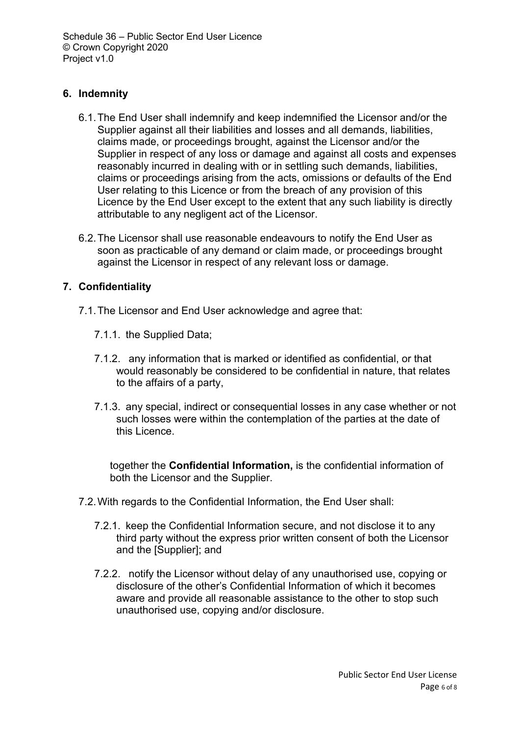## 6. Indemnity

6.1. The End User shall indemnify and keep indemnified the Licensor and/or the Supplier against all their liabilities and losses and all demands, liabilities, claims made, or proceedings brought, against the Licensor and/or the Supplier in respect of any loss or damage and against all costs and expenses reasonably incurred in dealing with or in settling such demands, liabilities, claims or proceedings arising from the acts, omissions or defaults of the End User relating to this Licence or from the breach of any provision of this Licence by the End User except to the extent that any such liability is directly attributable to any negligent act of the Licensor.

6.2. The Licensor shall use reasonable endeavours to notify the End User as soon as practicable of any demand or claim made, or proceedings brought against the Licensor in respect of any relevant loss or damage.

## 7. Confidentiality

7.1. The Licensor and End User acknowledge and agree that:

7.1.1. the Supplied Data;

7.1.2. any information that is marked or identified as confidential, or that would reasonably be considered to be confidential in nature, that relates to the affairs of a party,

7.1.3. any special, indirect or consequential losses in any case whether or not such losses were within the contemplation of the parties at the date of this Licence.

together the **Confidential Information,** is the confidential information of both the Licensor and the Supplier.

7.2. With regards to the Confidential Information, the End User shall:

7.2.1. keep the Confidential Information secure, and not disclose it to any third party without the express prior written consent of both the Licensor and the [Supplier]; and

7.2.2. notify the Licensor without delay of any unauthorised use, copying or disclosure of the other's Confidential Information of which it becomes aware and provide all reasonable assistance to the other to stop such unauthorised use, copying and/or disclosure.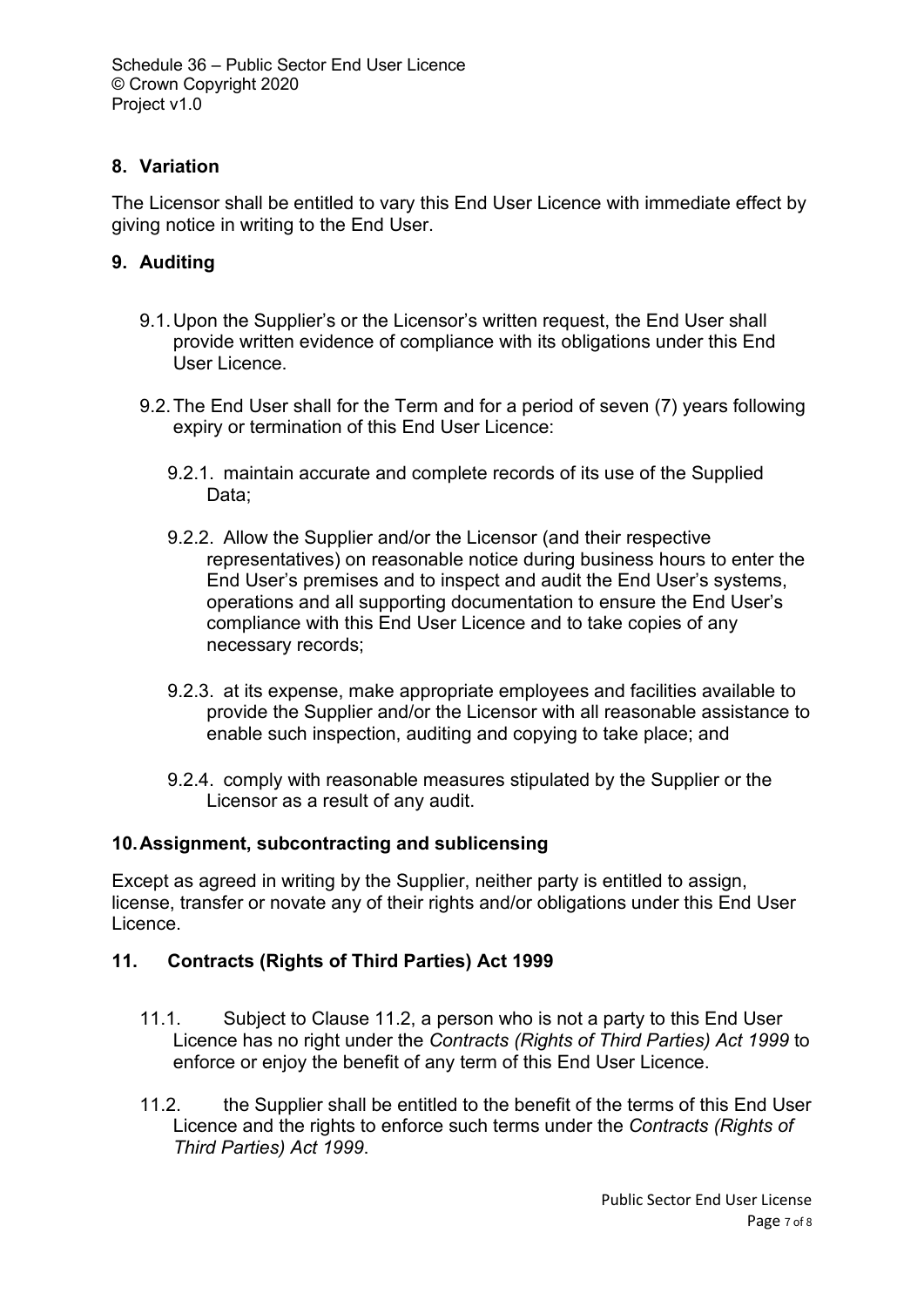## 8. Variation

The Licensor shall be entitled to vary this End User Licence with immediate effect by giving notice in writing to the End User.

## 9. Auditing

9.1. Upon the Supplier's or the Licensor's written request, the End User shall provide written evidence of compliance with its obligations under this End User Licence.

9.2. The End User shall for the Term and for a period of seven (7) years following expiry or termination of this End User Licence:

9.2.1. maintain accurate and complete records of its use of the Supplied Data;

9.2.2. Allow the Supplier and/or the Licensor (and their respective representatives) on reasonable notice during business hours to enter the End User's premises and to inspect and audit the End User's systems, operations and all supporting documentation to ensure the End User's compliance with this End User Licence and to take copies of any necessary records;

9.2.3. at its expense, make appropriate employees and facilities available to provide the Supplier and/or the Licensor with all reasonable assistance to enable such inspection, auditing and copying to take place; and

9.2.4. comply with reasonable measures stipulated by the Supplier or the Licensor as a result of any audit.

## 10. Assignment, subcontracting and sublicensing

Except as agreed in writing by the Supplier, neither party is entitled to assign, license, transfer or novate any of their rights and/or obligations under this End User Licence.

## 11. Contracts (Rights of Third Parties) Act 1999

11.1. Subject to Clause 11.2, a person who is not a party to this End User Licence has no right under the *Contracts (Rights of Third Parties) Act 1999* to enforce or enjoy the benefit of any term of this End User Licence.

11.2. the Supplier shall be entitled to the benefit of the terms of this End User Licence and the rights to enforce such terms under the *Contracts (Rights of Third Parties) Act 1999*.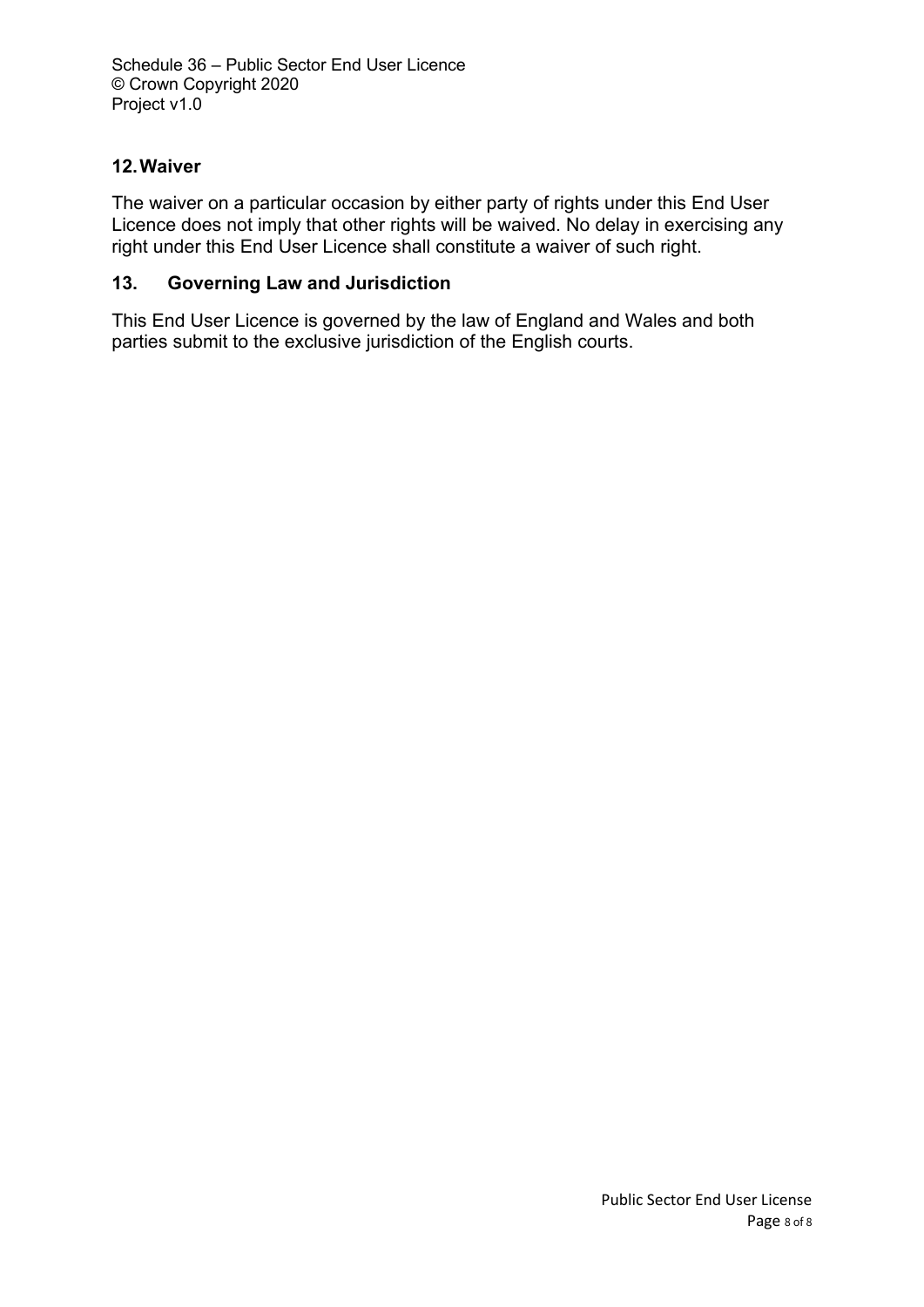## 12. Waiver

The waiver on a particular occasion by either party of rights under this End User Licence does not imply that other rights will be waived. No delay in exercising any right under this End User Licence shall constitute a waiver of such right.

## 13. Governing Law and Jurisdiction

This End User Licence is governed by the law of England and Wales and both parties submit to the exclusive jurisdiction of the English courts.